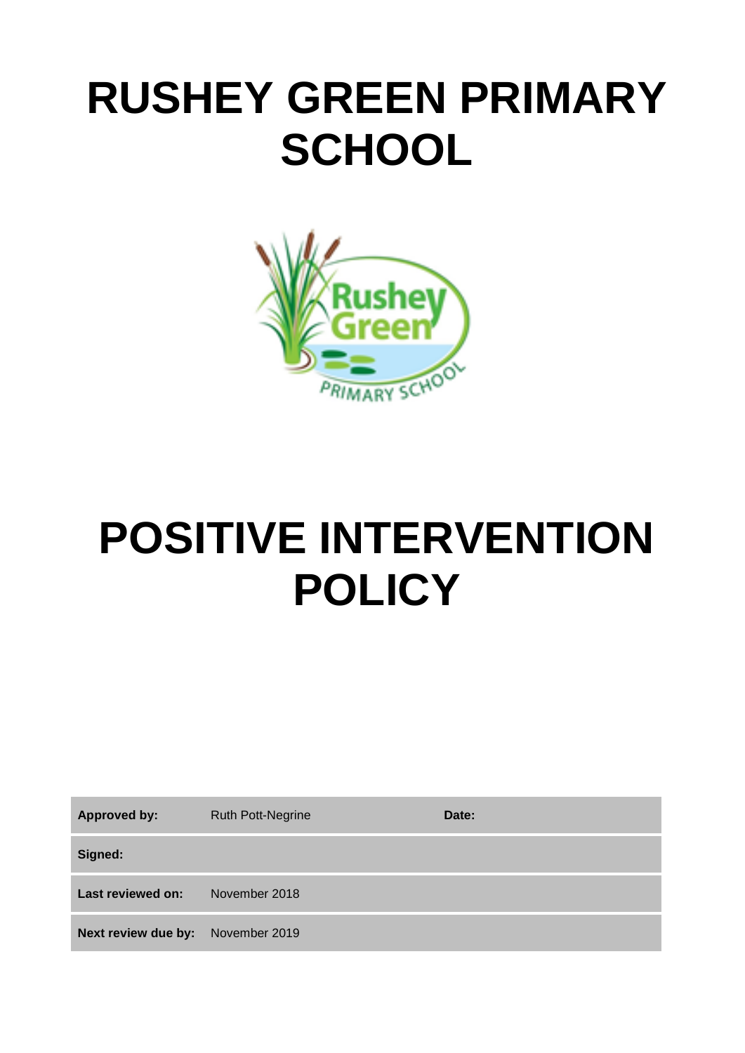# RUSHEY GREEN PRIMARY SCHOOL

# POSITIVE INTERVENTION POLICY

| | | | |
|---|---|---|---|
| **Approved by:** | Ruth Pott-Negrine | **Date:** | |
| **Signed:** | | | |
| **Last reviewed on:** | November 2018 | | |
| **Next review due by:** | November 2019 | | |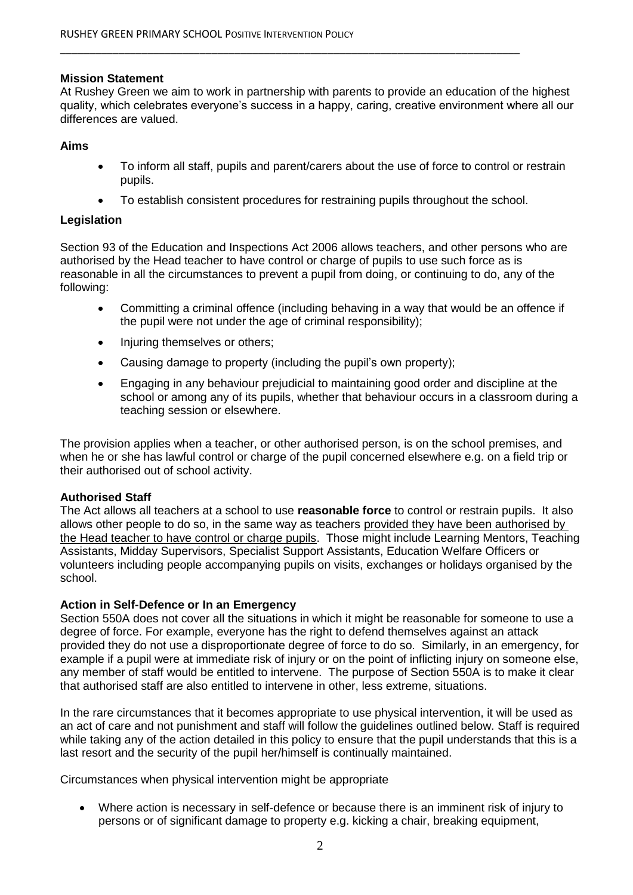**Mission Statement**

At Rushey Green we aim to work in partnership with parents to provide an education of the highest quality, which celebrates everyone's success in a happy, caring, creative environment where all our differences are valued.

**Aims**

- To inform all staff, pupils and parent/carers about the use of force to control or restrain pupils.
- To establish consistent procedures for restraining pupils throughout the school.

**Legislation**

Section 93 of the Education and Inspections Act 2006 allows teachers, and other persons who are authorised by the Head teacher to have control or charge of pupils to use such force as is reasonable in all the circumstances to prevent a pupil from doing, or continuing to do, any of the following:

- Committing a criminal offence (including behaving in a way that would be an offence if the pupil were not under the age of criminal responsibility);
- Injuring themselves or others;
- Causing damage to property (including the pupil's own property);
- Engaging in any behaviour prejudicial to maintaining good order and discipline at the school or among any of its pupils, whether that behaviour occurs in a classroom during a teaching session or elsewhere.

The provision applies when a teacher, or other authorised person, is on the school premises, and when he or she has lawful control or charge of the pupil concerned elsewhere e.g. on a field trip or their authorised out of school activity.

**Authorised Staff**

The Act allows all teachers at a school to use **reasonable force** to control or restrain pupils. It also allows other people to do so, in the same way as teachers provided they have been authorised by the Head teacher to have control or charge pupils. Those might include Learning Mentors, Teaching Assistants, Midday Supervisors, Specialist Support Assistants, Education Welfare Officers or volunteers including people accompanying pupils on visits, exchanges or holidays organised by the school.

**Action in Self-Defence or In an Emergency**

Section 550A does not cover all the situations in which it might be reasonable for someone to use a degree of force. For example, everyone has the right to defend themselves against an attack provided they do not use a disproportionate degree of force to do so. Similarly, in an emergency, for example if a pupil were at immediate risk of injury or on the point of inflicting injury on someone else, any member of staff would be entitled to intervene. The purpose of Section 550A is to make it clear that authorised staff are also entitled to intervene in other, less extreme, situations.

In the rare circumstances that it becomes appropriate to use physical intervention, it will be used as an act of care and not punishment and staff will follow the guidelines outlined below. Staff is required while taking any of the action detailed in this policy to ensure that the pupil understands that this is a last resort and the security of the pupil her/himself is continually maintained.

Circumstances when physical intervention might be appropriate

- Where action is necessary in self-defence or because there is an imminent risk of injury to persons or of significant damage to property e.g. kicking a chair, breaking equipment,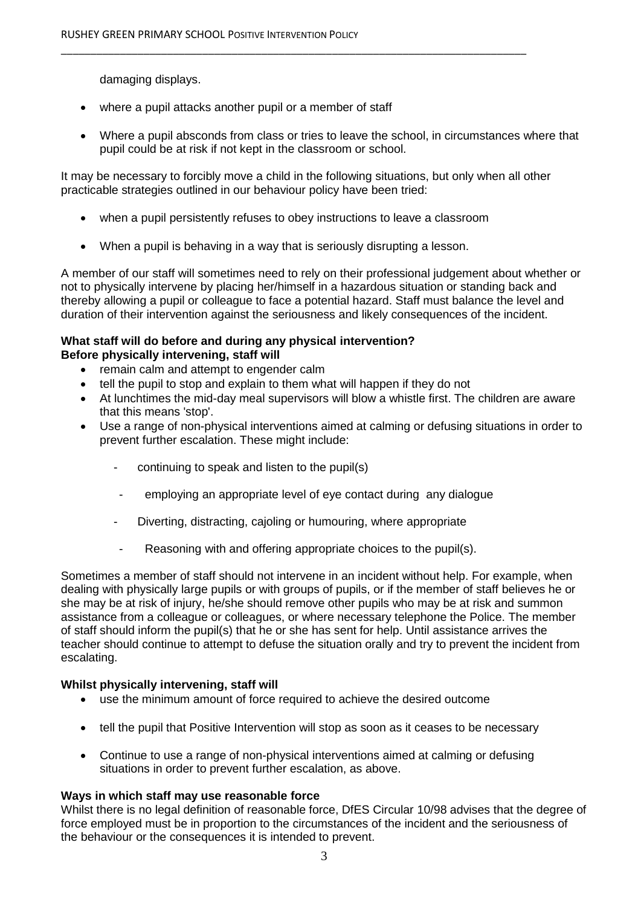damaging displays.

- where a pupil attacks another pupil or a member of staff
- Where a pupil absconds from class or tries to leave the school, in circumstances where that pupil could be at risk if not kept in the classroom or school.

It may be necessary to forcibly move a child in the following situations, but only when all other practicable strategies outlined in our behaviour policy have been tried:

- when a pupil persistently refuses to obey instructions to leave a classroom
- When a pupil is behaving in a way that is seriously disrupting a lesson.

A member of our staff will sometimes need to rely on their professional judgement about whether or not to physically intervene by placing her/himself in a hazardous situation or standing back and thereby allowing a pupil or colleague to face a potential hazard. Staff must balance the level and duration of their intervention against the seriousness and likely consequences of the incident.

**What staff will do before and during any physical intervention?**
**Before physically intervening, staff will**

- remain calm and attempt to engender calm
- tell the pupil to stop and explain to them what will happen if they do not
- At lunchtimes the mid-day meal supervisors will blow a whistle first. The children are aware that this means 'stop'.
- Use a range of non-physical interventions aimed at calming or defusing situations in order to prevent further escalation. These might include:
  - continuing to speak and listen to the pupil(s)
  - employing an appropriate level of eye contact during any dialogue
  - Diverting, distracting, cajoling or humouring, where appropriate
  - Reasoning with and offering appropriate choices to the pupil(s).

Sometimes a member of staff should not intervene in an incident without help. For example, when dealing with physically large pupils or with groups of pupils, or if the member of staff believes he or she may be at risk of injury, he/she should remove other pupils who may be at risk and summon assistance from a colleague or colleagues, or where necessary telephone the Police. The member of staff should inform the pupil(s) that he or she has sent for help. Until assistance arrives the teacher should continue to attempt to defuse the situation orally and try to prevent the incident from escalating.

**Whilst physically intervening, staff will**

- use the minimum amount of force required to achieve the desired outcome
- tell the pupil that Positive Intervention will stop as soon as it ceases to be necessary
- Continue to use a range of non-physical interventions aimed at calming or defusing situations in order to prevent further escalation, as above.

**Ways in which staff may use reasonable force**
Whilst there is no legal definition of reasonable force, DfES Circular 10/98 advises that the degree of force employed must be in proportion to the circumstances of the incident and the seriousness of the behaviour or the consequences it is intended to prevent.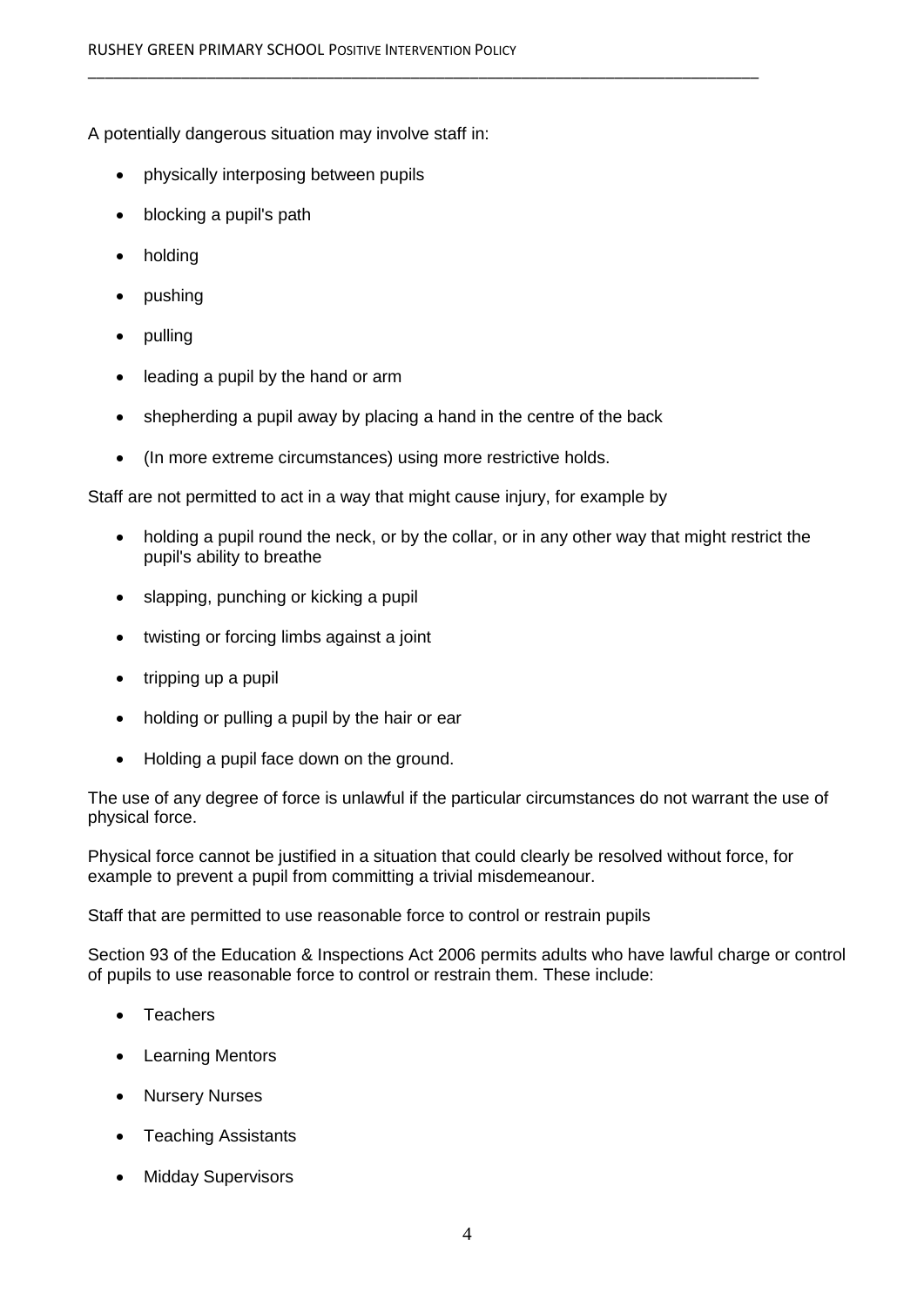A potentially dangerous situation may involve staff in:

- physically interposing between pupils
- blocking a pupil's path
- holding
- pushing
- pulling
- leading a pupil by the hand or arm
- shepherding a pupil away by placing a hand in the centre of the back
- (In more extreme circumstances) using more restrictive holds.

Staff are not permitted to act in a way that might cause injury, for example by

- holding a pupil round the neck, or by the collar, or in any other way that might restrict the pupil's ability to breathe
- slapping, punching or kicking a pupil
- twisting or forcing limbs against a joint
- tripping up a pupil
- holding or pulling a pupil by the hair or ear
- Holding a pupil face down on the ground.

The use of any degree of force is unlawful if the particular circumstances do not warrant the use of physical force.

Physical force cannot be justified in a situation that could clearly be resolved without force, for example to prevent a pupil from committing a trivial misdemeanour.

Staff that are permitted to use reasonable force to control or restrain pupils

Section 93 of the Education & Inspections Act 2006 permits adults who have lawful charge or control of pupils to use reasonable force to control or restrain them. These include:

- Teachers
- Learning Mentors
- Nursery Nurses
- Teaching Assistants
- Midday Supervisors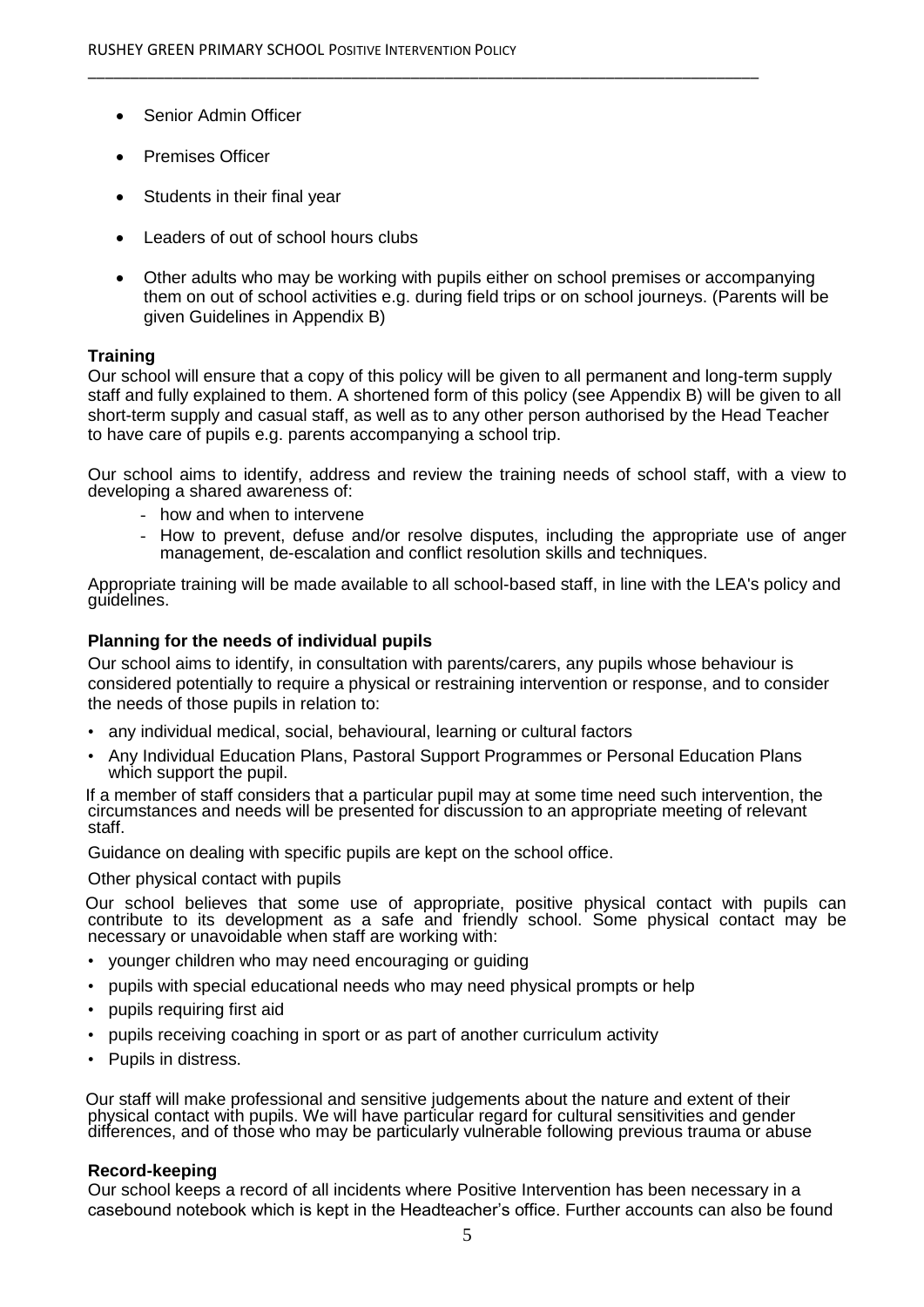- Senior Admin Officer
- Premises Officer
- Students in their final year
- Leaders of out of school hours clubs
- Other adults who may be working with pupils either on school premises or accompanying them on out of school activities e.g. during field trips or on school journeys. (Parents will be given Guidelines in Appendix B)

**Training**

Our school will ensure that a copy of this policy will be given to all permanent and long-term supply staff and fully explained to them. A shortened form of this policy (see Appendix B) will be given to all short-term supply and casual staff, as well as to any other person authorised by the Head Teacher to have care of pupils e.g. parents accompanying a school trip.

Our school aims to identify, address and review the training needs of school staff, with a view to developing a shared awareness of:

- how and when to intervene
- How to prevent, defuse and/or resolve disputes, including the appropriate use of anger management, de-escalation and conflict resolution skills and techniques.

Appropriate training will be made available to all school-based staff, in line with the LEA's policy and guidelines.

**Planning for the needs of individual pupils**

Our school aims to identify, in consultation with parents/carers, any pupils whose behaviour is considered potentially to require a physical or restraining intervention or response, and to consider the needs of those pupils in relation to:

- any individual medical, social, behavioural, learning or cultural factors
- Any Individual Education Plans, Pastoral Support Programmes or Personal Education Plans which support the pupil.

If a member of staff considers that a particular pupil may at some time need such intervention, the circumstances and needs will be presented for discussion to an appropriate meeting of relevant staff.

Guidance on dealing with specific pupils are kept on the school office.

Other physical contact with pupils

Our school believes that some use of appropriate, positive physical contact with pupils can contribute to its development as a safe and friendly school. Some physical contact may be necessary or unavoidable when staff are working with:

- younger children who may need encouraging or guiding
- pupils with special educational needs who may need physical prompts or help
- pupils requiring first aid
- pupils receiving coaching in sport or as part of another curriculum activity
- Pupils in distress.

Our staff will make professional and sensitive judgements about the nature and extent of their physical contact with pupils. We will have particular regard for cultural sensitivities and gender differences, and of those who may be particularly vulnerable following previous trauma or abuse

**Record-keeping**

Our school keeps a record of all incidents where Positive Intervention has been necessary in a casebound notebook which is kept in the Headteacher's office. Further accounts can also be found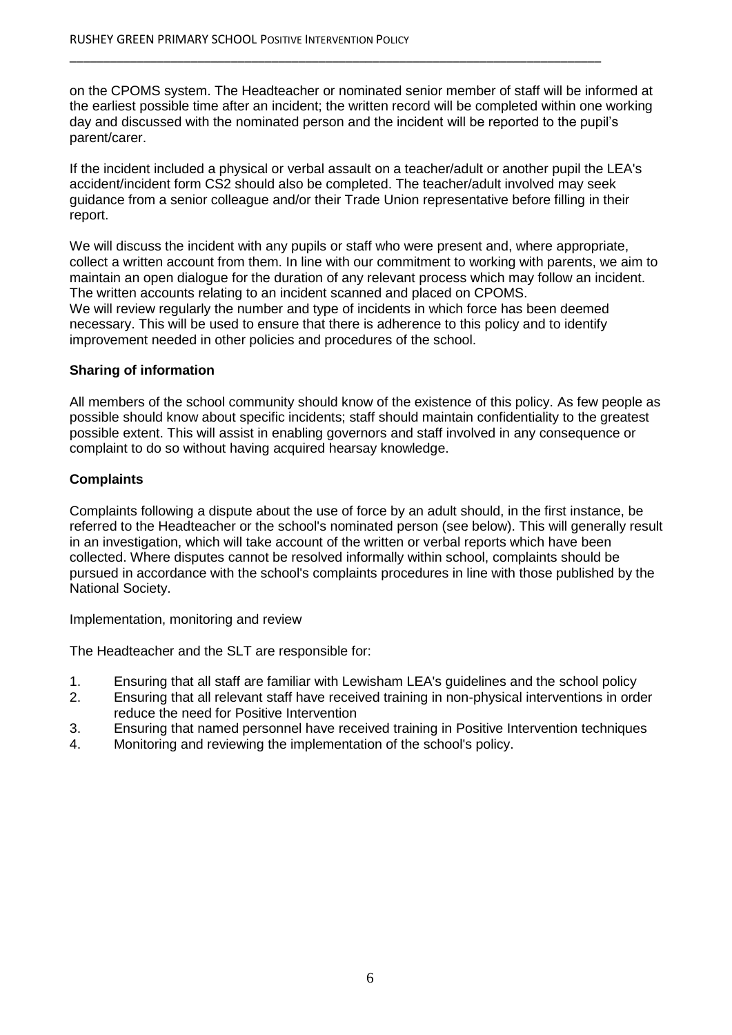on the CPOMS system. The Headteacher or nominated senior member of staff will be informed at the earliest possible time after an incident; the written record will be completed within one working day and discussed with the nominated person and the incident will be reported to the pupil's parent/carer.

If the incident included a physical or verbal assault on a teacher/adult or another pupil the LEA's accident/incident form CS2 should also be completed. The teacher/adult involved may seek guidance from a senior colleague and/or their Trade Union representative before filling in their report.

We will discuss the incident with any pupils or staff who were present and, where appropriate, collect a written account from them. In line with our commitment to working with parents, we aim to maintain an open dialogue for the duration of any relevant process which may follow an incident. The written accounts relating to an incident scanned and placed on CPOMS.
We will review regularly the number and type of incidents in which force has been deemed necessary. This will be used to ensure that there is adherence to this policy and to identify improvement needed in other policies and procedures of the school.

**Sharing of information**

All members of the school community should know of the existence of this policy. As few people as possible should know about specific incidents; staff should maintain confidentiality to the greatest possible extent. This will assist in enabling governors and staff involved in any consequence or complaint to do so without having acquired hearsay knowledge.

**Complaints**

Complaints following a dispute about the use of force by an adult should, in the first instance, be referred to the Headteacher or the school's nominated person (see below). This will generally result in an investigation, which will take account of the written or verbal reports which have been collected. Where disputes cannot be resolved informally within school, complaints should be pursued in accordance with the school's complaints procedures in line with those published by the National Society.

Implementation, monitoring and review

The Headteacher and the SLT are responsible for:

1. Ensuring that all staff are familiar with Lewisham LEA's guidelines and the school policy
2. Ensuring that all relevant staff have received training in non-physical interventions in order reduce the need for Positive Intervention
3. Ensuring that named personnel have received training in Positive Intervention techniques
4. Monitoring and reviewing the implementation of the school's policy.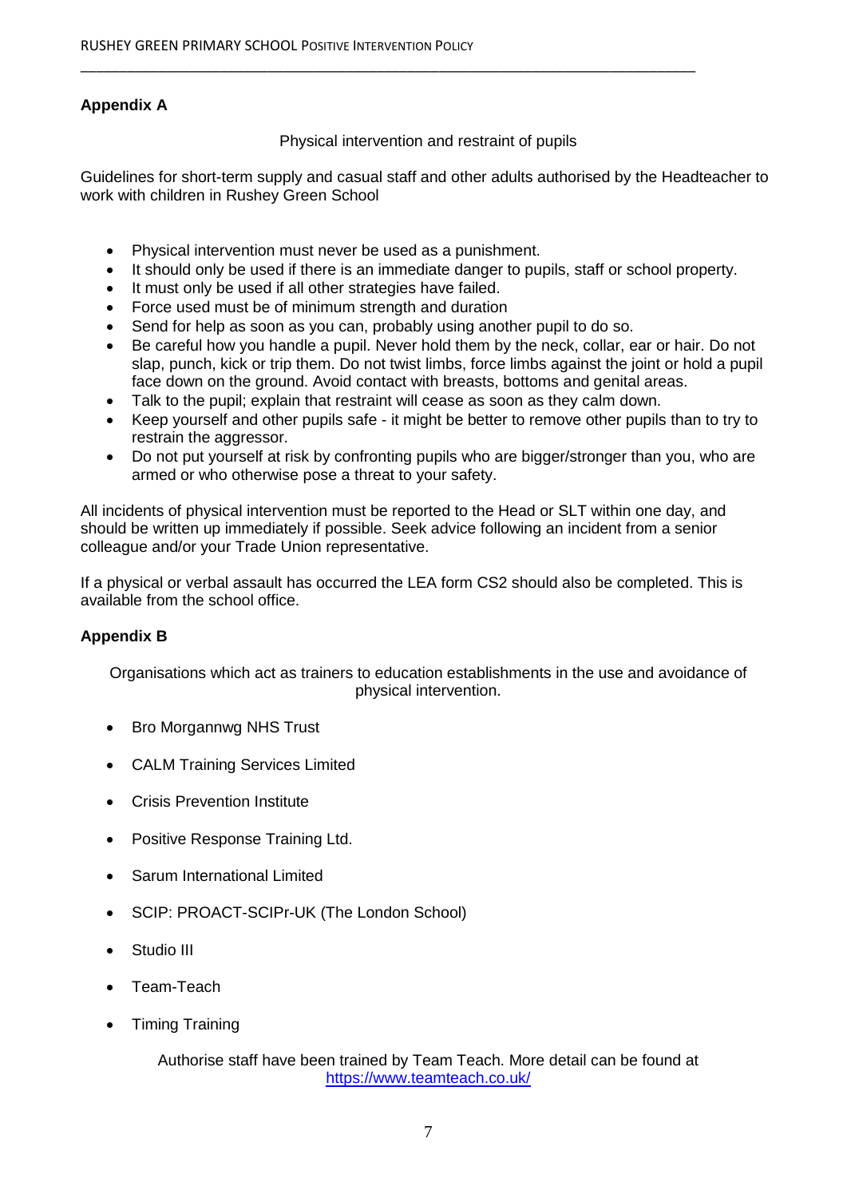## Appendix A

Physical intervention and restraint of pupils

Guidelines for short-term supply and casual staff and other adults authorised by the Headteacher to work with children in Rushey Green School

- Physical intervention must never be used as a punishment.
- It should only be used if there is an immediate danger to pupils, staff or school property.
- It must only be used if all other strategies have failed.
- Force used must be of minimum strength and duration
- Send for help as soon as you can, probably using another pupil to do so.
- Be careful how you handle a pupil. Never hold them by the neck, collar, ear or hair. Do not slap, punch, kick or trip them. Do not twist limbs, force limbs against the joint or hold a pupil face down on the ground. Avoid contact with breasts, bottoms and genital areas.
- Talk to the pupil; explain that restraint will cease as soon as they calm down.
- Keep yourself and other pupils safe - it might be better to remove other pupils than to try to restrain the aggressor.
- Do not put yourself at risk by confronting pupils who are bigger/stronger than you, who are armed or who otherwise pose a threat to your safety.

All incidents of physical intervention must be reported to the Head or SLT within one day, and should be written up immediately if possible. Seek advice following an incident from a senior colleague and/or your Trade Union representative.

If a physical or verbal assault has occurred the LEA form CS2 should also be completed. This is available from the school office.

## Appendix B

Organisations which act as trainers to education establishments in the use and avoidance of physical intervention.

- Bro Morgannwg NHS Trust
- CALM Training Services Limited
- Crisis Prevention Institute
- Positive Response Training Ltd.
- Sarum International Limited
- SCIP: PROACT-SCIPr-UK (The London School)
- Studio III
- Team-Teach
- Timing Training

Authorise staff have been trained by Team Teach. More detail can be found at https://www.teamteach.co.uk/